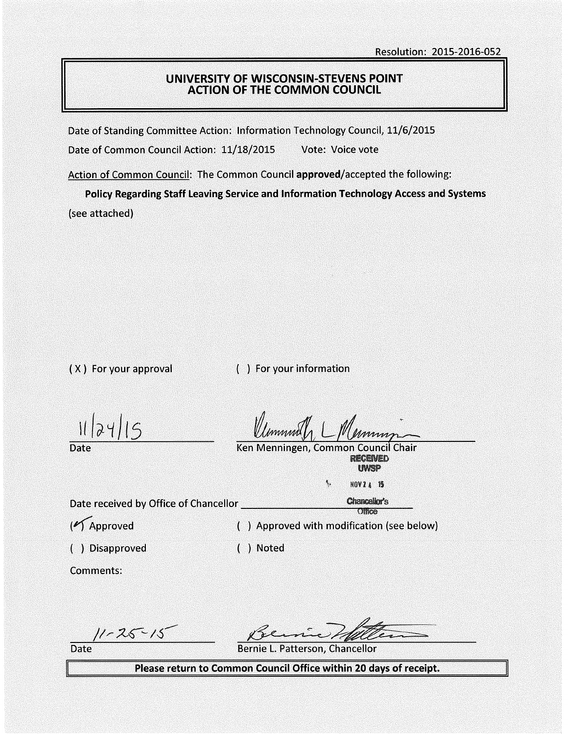Resolution: 2015-2016-052

# UNIVERSITY OF WISCONSIN-STEVENS POINT
## ACTION OF THE COMMON COUNCIL

Date of Standing Committee Action: Information Technology Council, 11/6/2015

Date of Common Council Action: 11/18/2015 Vote: Voice vote

Action of Common Council: The Common Council **approved**/accepted the following:

**Policy Regarding Staff Leaving Service and Information Technology Access and Systems**

(see attached)

( X ) For your approval ( ) For your information

11/24/15
Date

Ken Menningen, Common Council Chair

RECEIVED UWSP NOV 24 15 Chancellor's Office

Date received by Office of Chancellor

(✓) Approved ( ) Approved with modification (see below)

( ) Disapproved ( ) Noted

Comments:

11-25-15
Date

Bernie L. Patterson, Chancellor

**Please return to Common Council Office within 20 days of receipt.**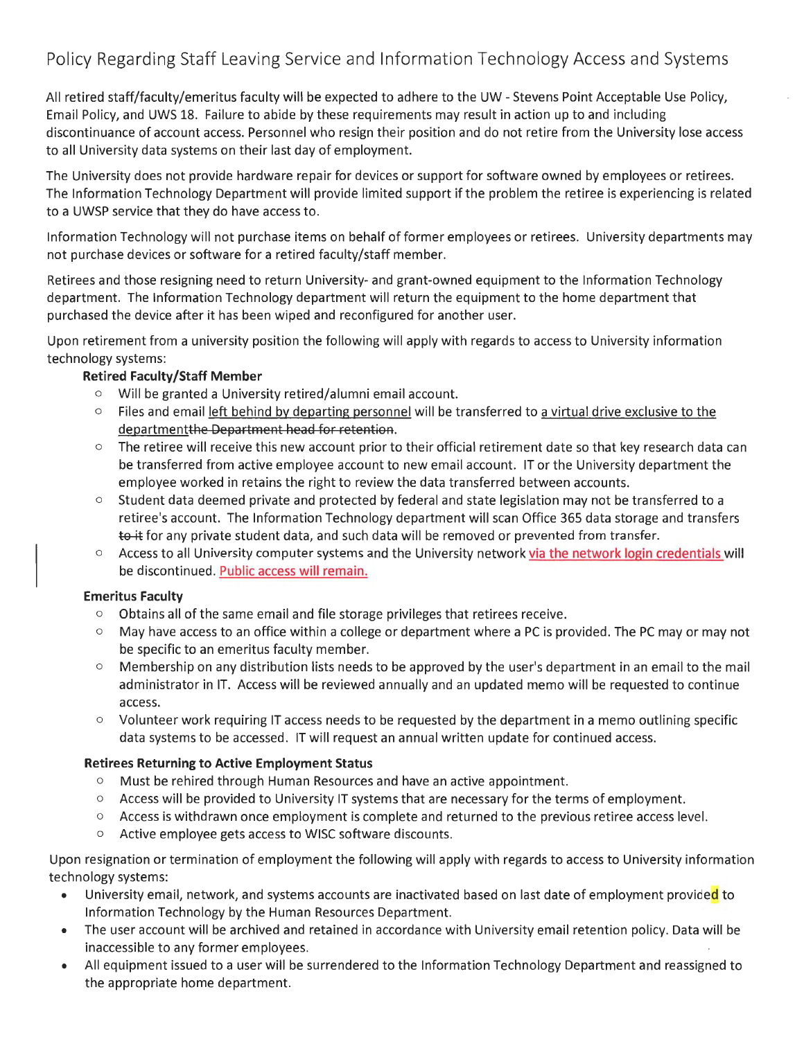# Policy Regarding Staff Leaving Service and Information Technology Access and Systems

All retired staff/faculty/emeritus faculty will be expected to adhere to the UW - Stevens Point Acceptable Use Policy, Email Policy, and UWS 18. Failure to abide by these requirements may result in action up to and including discontinuance of account access. Personnel who resign their position and do not retire from the University lose access to all University data systems on their last day of employment.

The University does not provide hardware repair for devices or support for software owned by employees or retirees. The Information Technology Department will provide limited support if the problem the retiree is experiencing is related to a UWSP service that they do have access to.

Information Technology will not purchase items on behalf of former employees or retirees. University departments may not purchase devices or software for a retired faculty/staff member.

Retirees and those resigning need to return University- and grant-owned equipment to the Information Technology department. The Information Technology department will return the equipment to the home department that purchased the device after it has been wiped and reconfigured for another user.

Upon retirement from a university position the following will apply with regards to access to University information technology systems:

**Retired Faculty/Staff Member**

- Will be granted a University retired/alumni email account.
- Files and email left behind by departing personnel will be transferred to a virtual drive exclusive to the department~~the Department head for retention~~.
- The retiree will receive this new account prior to their official retirement date so that key research data can be transferred from active employee account to new email account. IT or the University department the employee worked in retains the right to review the data transferred between accounts.
- Student data deemed private and protected by federal and state legislation may not be transferred to a retiree's account. The Information Technology department will scan Office 365 data storage and transfers ~~to it~~ for any private student data, and such data will be removed or prevented from transfer.
- Access to all University computer systems and the University network via the network login credentials will be discontinued. Public access will remain.

**Emeritus Faculty**

- Obtains all of the same email and file storage privileges that retirees receive.
- May have access to an office within a college or department where a PC is provided. The PC may or may not be specific to an emeritus faculty member.
- Membership on any distribution lists needs to be approved by the user's department in an email to the mail administrator in IT. Access will be reviewed annually and an updated memo will be requested to continue access.
- Volunteer work requiring IT access needs to be requested by the department in a memo outlining specific data systems to be accessed. IT will request an annual written update for continued access.

**Retirees Returning to Active Employment Status**

- Must be rehired through Human Resources and have an active appointment.
- Access will be provided to University IT systems that are necessary for the terms of employment.
- Access is withdrawn once employment is complete and returned to the previous retiree access level.
- Active employee gets access to WISC software discounts.

Upon resignation or termination of employment the following will apply with regards to access to University information technology systems:

- University email, network, and systems accounts are inactivated based on last date of employment provided to Information Technology by the Human Resources Department.
- The user account will be archived and retained in accordance with University email retention policy. Data will be inaccessible to any former employees.
- All equipment issued to a user will be surrendered to the Information Technology Department and reassigned to the appropriate home department.